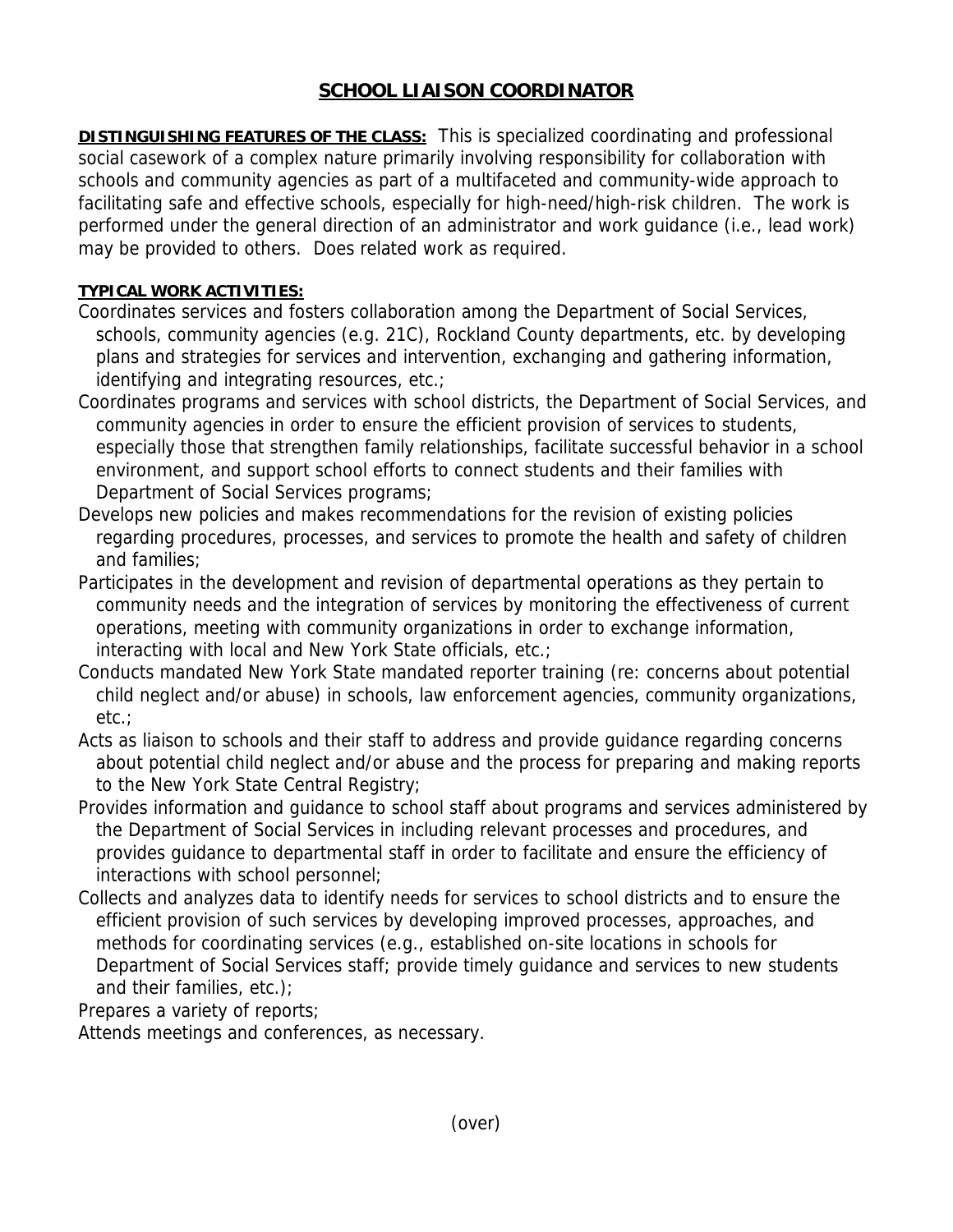# SCHOOL LIAISON COORDINATOR

**DISTINGUISHING FEATURES OF THE CLASS:** This is specialized coordinating and professional social casework of a complex nature primarily involving responsibility for collaboration with schools and community agencies as part of a multifaceted and community-wide approach to facilitating safe and effective schools, especially for high-need/high-risk children. The work is performed under the general direction of an administrator and work guidance (i.e., lead work) may be provided to others. Does related work as required.

**TYPICAL WORK ACTIVITIES:**

Coordinates services and fosters collaboration among the Department of Social Services, schools, community agencies (e.g. 21C), Rockland County departments, etc. by developing plans and strategies for services and intervention, exchanging and gathering information, identifying and integrating resources, etc.;

Coordinates programs and services with school districts, the Department of Social Services, and community agencies in order to ensure the efficient provision of services to students, especially those that strengthen family relationships, facilitate successful behavior in a school environment, and support school efforts to connect students and their families with Department of Social Services programs;

Develops new policies and makes recommendations for the revision of existing policies regarding procedures, processes, and services to promote the health and safety of children and families;

Participates in the development and revision of departmental operations as they pertain to community needs and the integration of services by monitoring the effectiveness of current operations, meeting with community organizations in order to exchange information, interacting with local and New York State officials, etc.;

Conducts mandated New York State mandated reporter training (re: concerns about potential child neglect and/or abuse) in schools, law enforcement agencies, community organizations, etc.;

Acts as liaison to schools and their staff to address and provide guidance regarding concerns about potential child neglect and/or abuse and the process for preparing and making reports to the New York State Central Registry;

Provides information and guidance to school staff about programs and services administered by the Department of Social Services in including relevant processes and procedures, and provides guidance to departmental staff in order to facilitate and ensure the efficiency of interactions with school personnel;

Collects and analyzes data to identify needs for services to school districts and to ensure the efficient provision of such services by developing improved processes, approaches, and methods for coordinating services (e.g., established on-site locations in schools for Department of Social Services staff; provide timely guidance and services to new students and their families, etc.);

Prepares a variety of reports;

Attends meetings and conferences, as necessary.

(over)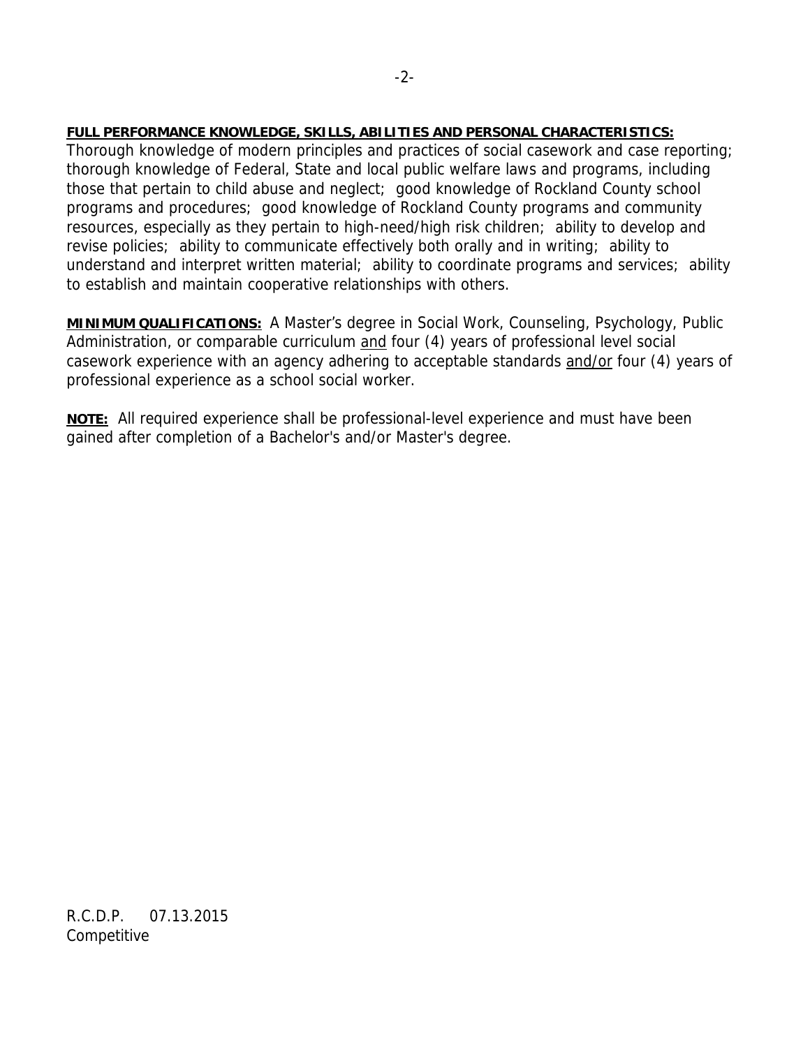**FULL PERFORMANCE KNOWLEDGE, SKILLS, ABILITIES AND PERSONAL CHARACTERISTICS:** Thorough knowledge of modern principles and practices of social casework and case reporting; thorough knowledge of Federal, State and local public welfare laws and programs, including those that pertain to child abuse and neglect; good knowledge of Rockland County school programs and procedures; good knowledge of Rockland County programs and community resources, especially as they pertain to high-need/high risk children; ability to develop and revise policies; ability to communicate effectively both orally and in writing; ability to understand and interpret written material; ability to coordinate programs and services; ability to establish and maintain cooperative relationships with others.

**MINIMUM QUALIFICATIONS:** A Master's degree in Social Work, Counseling, Psychology, Public Administration, or comparable curriculum and four (4) years of professional level social casework experience with an agency adhering to acceptable standards and/or four (4) years of professional experience as a school social worker.

**NOTE:** All required experience shall be professional-level experience and must have been gained after completion of a Bachelor's and/or Master's degree.

R.C.D.P. 07.13.2015
Competitive